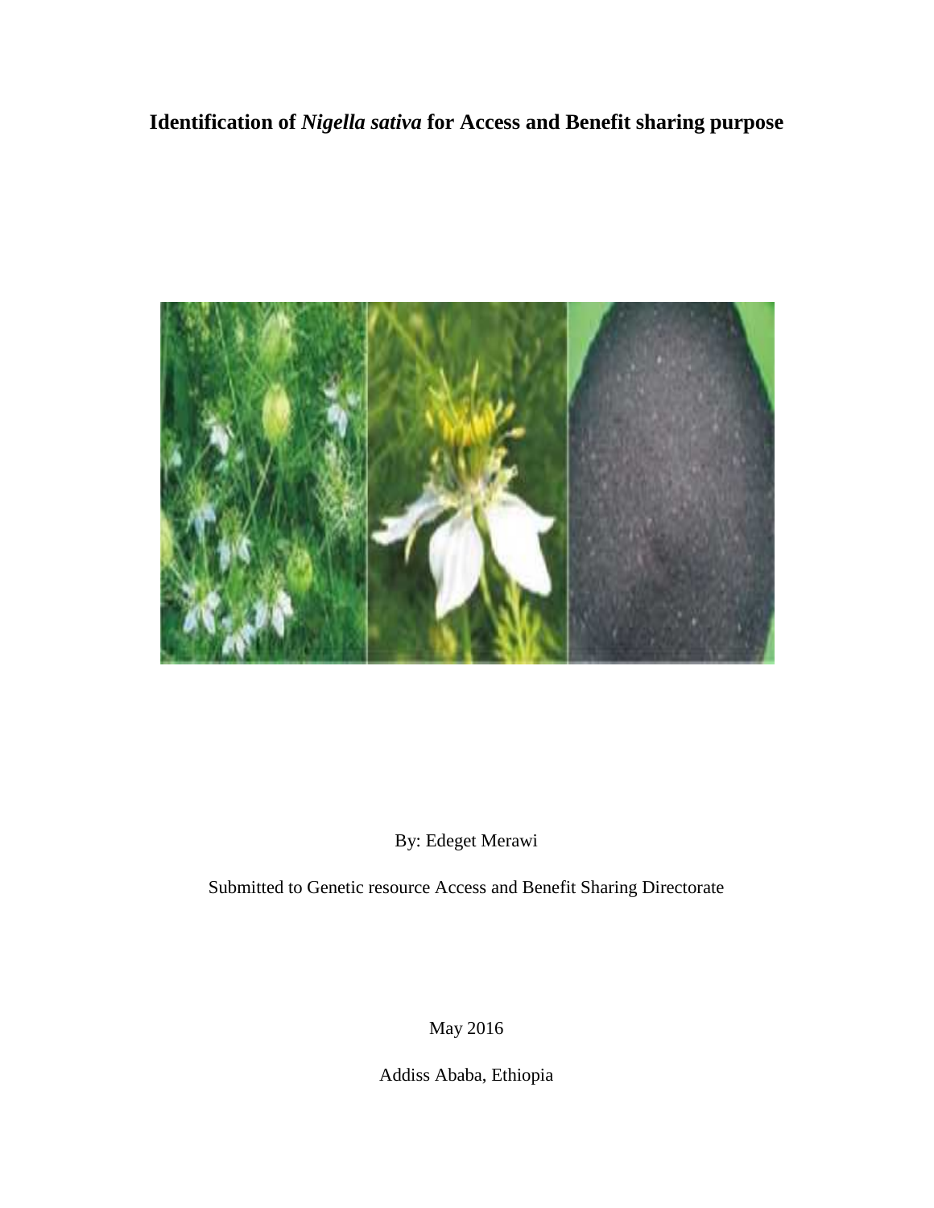# Identification of *Nigella sativa* for Access and Benefit sharing purpose

By: Edeget Merawi

Submitted to Genetic resource Access and Benefit Sharing Directorate

May 2016

Addiss Ababa, Ethiopia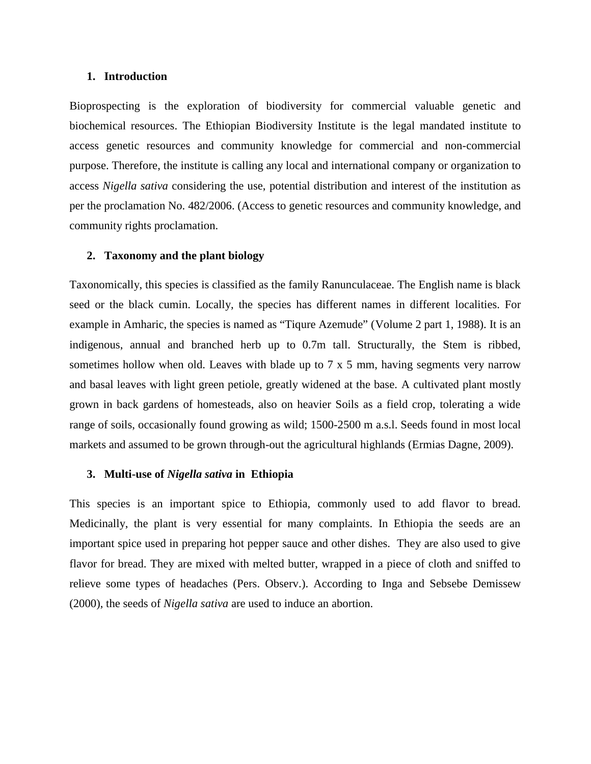## 1. Introduction

Bioprospecting is the exploration of biodiversity for commercial valuable genetic and biochemical resources. The Ethiopian Biodiversity Institute is the legal mandated institute to access genetic resources and community knowledge for commercial and non-commercial purpose. Therefore, the institute is calling any local and international company or organization to access *Nigella sativa* considering the use, potential distribution and interest of the institution as per the proclamation No. 482/2006. (Access to genetic resources and community knowledge, and community rights proclamation.

## 2. Taxonomy and the plant biology

Taxonomically, this species is classified as the family Ranunculaceae. The English name is black seed or the black cumin. Locally, the species has different names in different localities. For example in Amharic, the species is named as "Tiqure Azemude" (Volume 2 part 1, 1988). It is an indigenous, annual and branched herb up to 0.7m tall. Structurally, the Stem is ribbed, sometimes hollow when old. Leaves with blade up to 7 x 5 mm, having segments very narrow and basal leaves with light green petiole, greatly widened at the base. A cultivated plant mostly grown in back gardens of homesteads, also on heavier Soils as a field crop, tolerating a wide range of soils, occasionally found growing as wild; 1500-2500 m a.s.l. Seeds found in most local markets and assumed to be grown through-out the agricultural highlands (Ermias Dagne, 2009).

## 3. Multi-use of *Nigella sativa* in Ethiopia

This species is an important spice to Ethiopia, commonly used to add flavor to bread. Medicinally, the plant is very essential for many complaints. In Ethiopia the seeds are an important spice used in preparing hot pepper sauce and other dishes. They are also used to give flavor for bread. They are mixed with melted butter, wrapped in a piece of cloth and sniffed to relieve some types of headaches (Pers. Observ.). According to Inga and Sebsebe Demissew (2000), the seeds of *Nigella sativa* are used to induce an abortion.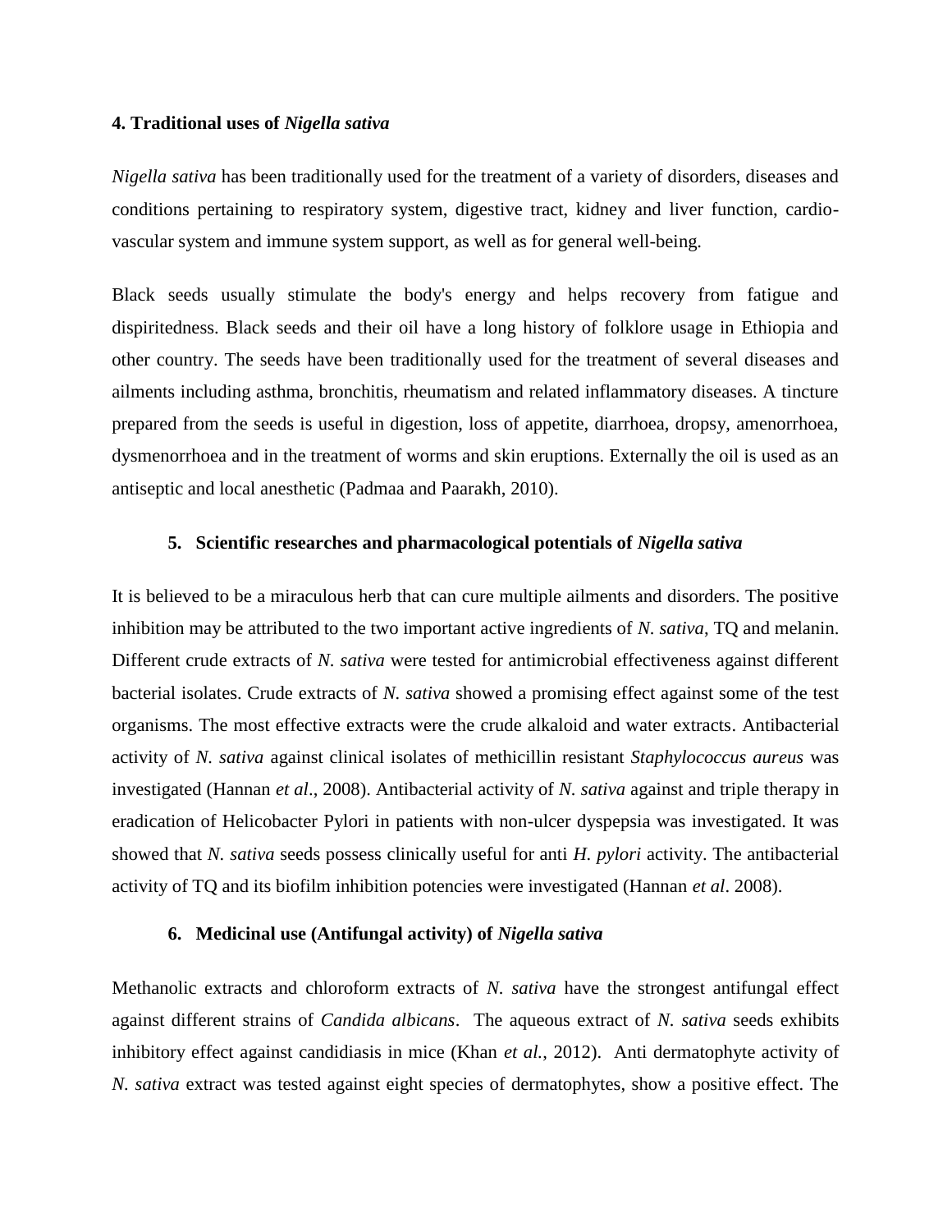## 4. Traditional uses of *Nigella sativa*

*Nigella sativa* has been traditionally used for the treatment of a variety of disorders, diseases and conditions pertaining to respiratory system, digestive tract, kidney and liver function, cardio-vascular system and immune system support, as well as for general well-being.

Black seeds usually stimulate the body's energy and helps recovery from fatigue and dispiritedness. Black seeds and their oil have a long history of folklore usage in Ethiopia and other country. The seeds have been traditionally used for the treatment of several diseases and ailments including asthma, bronchitis, rheumatism and related inflammatory diseases. A tincture prepared from the seeds is useful in digestion, loss of appetite, diarrhoea, dropsy, amenorrhoea, dysmenorrhoea and in the treatment of worms and skin eruptions. Externally the oil is used as an antiseptic and local anesthetic (Padmaa and Paarakh, 2010).

## 5. Scientific researches and pharmacological potentials of *Nigella sativa*

It is believed to be a miraculous herb that can cure multiple ailments and disorders. The positive inhibition may be attributed to the two important active ingredients of *N. sativa*, TQ and melanin. Different crude extracts of *N. sativa* were tested for antimicrobial effectiveness against different bacterial isolates. Crude extracts of *N. sativa* showed a promising effect against some of the test organisms. The most effective extracts were the crude alkaloid and water extracts. Antibacterial activity of *N. sativa* against clinical isolates of methicillin resistant *Staphylococcus aureus* was investigated (Hannan *et al*., 2008). Antibacterial activity of *N. sativa* against and triple therapy in eradication of Helicobacter Pylori in patients with non-ulcer dyspepsia was investigated. It was showed that *N. sativa* seeds possess clinically useful for anti *H. pylori* activity. The antibacterial activity of TQ and its biofilm inhibition potencies were investigated (Hannan *et al*. 2008).

## 6. Medicinal use (Antifungal activity) of *Nigella sativa*

Methanolic extracts and chloroform extracts of *N. sativa* have the strongest antifungal effect against different strains of *Candida albicans*. The aqueous extract of *N. sativa* seeds exhibits inhibitory effect against candidiasis in mice (Khan *et al.*, 2012). Anti dermatophyte activity of *N. sativa* extract was tested against eight species of dermatophytes, show a positive effect. The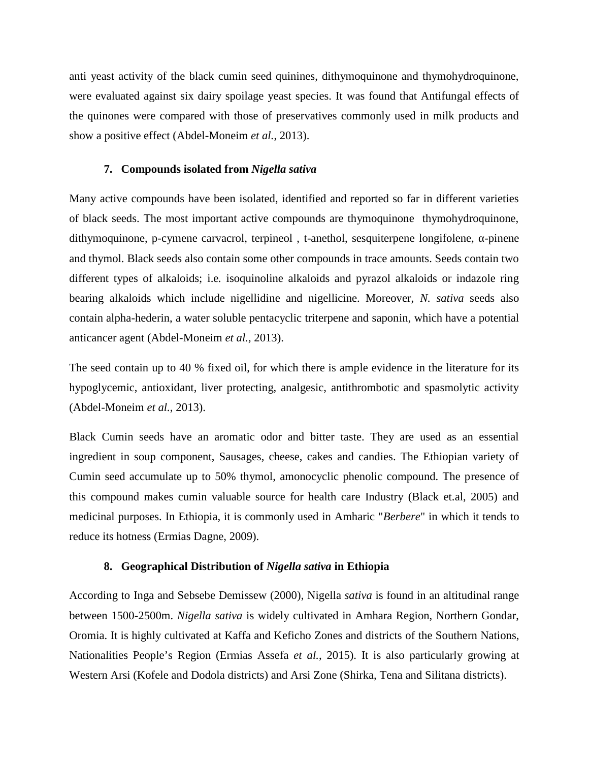anti yeast activity of the black cumin seed quinines, dithymoquinone and thymohydroquinone, were evaluated against six dairy spoilage yeast species. It was found that Antifungal effects of the quinones were compared with those of preservatives commonly used in milk products and show a positive effect (Abdel-Moneim *et al.*, 2013).

## 7. Compounds isolated from *Nigella sativa*

Many active compounds have been isolated, identified and reported so far in different varieties of black seeds. The most important active compounds are thymoquinone  thymohydroquinone, dithymoquinone, p-cymene carvacrol, terpineol , t-anethol, sesquiterpene longifolene, α-pinene and thymol. Black seeds also contain some other compounds in trace amounts. Seeds contain two different types of alkaloids; i.e. isoquinoline alkaloids and pyrazol alkaloids or indazole ring bearing alkaloids which include nigellidine and nigellicine. Moreover, *N. sativa* seeds also contain alpha-hederin, a water soluble pentacyclic triterpene and saponin, which have a potential anticancer agent (Abdel-Moneim *et al.,* 2013).

The seed contain up to 40 % fixed oil, for which there is ample evidence in the literature for its hypoglycemic, antioxidant, liver protecting, analgesic, antithrombotic and spasmolytic activity (Abdel-Moneim *et al.*, 2013).

Black Cumin seeds have an aromatic odor and bitter taste. They are used as an essential ingredient in soup component, Sausages, cheese, cakes and candies. The Ethiopian variety of Cumin seed accumulate up to 50% thymol, amonocyclic phenolic compound. The presence of this compound makes cumin valuable source for health care Industry (Black et.al, 2005) and medicinal purposes. In Ethiopia, it is commonly used in Amharic "*Berbere*" in which it tends to reduce its hotness (Ermias Dagne, 2009).

## 8. Geographical Distribution of *Nigella sativa* in Ethiopia

According to Inga and Sebsebe Demissew (2000), Nigella *sativa* is found in an altitudinal range between 1500-2500m. *Nigella sativa* is widely cultivated in Amhara Region, Northern Gondar, Oromia. It is highly cultivated at Kaffa and Keficho Zones and districts of the Southern Nations, Nationalities People's Region (Ermias Assefa *et al.,* 2015). It is also particularly growing at Western Arsi (Kofele and Dodola districts) and Arsi Zone (Shirka, Tena and Silitana districts).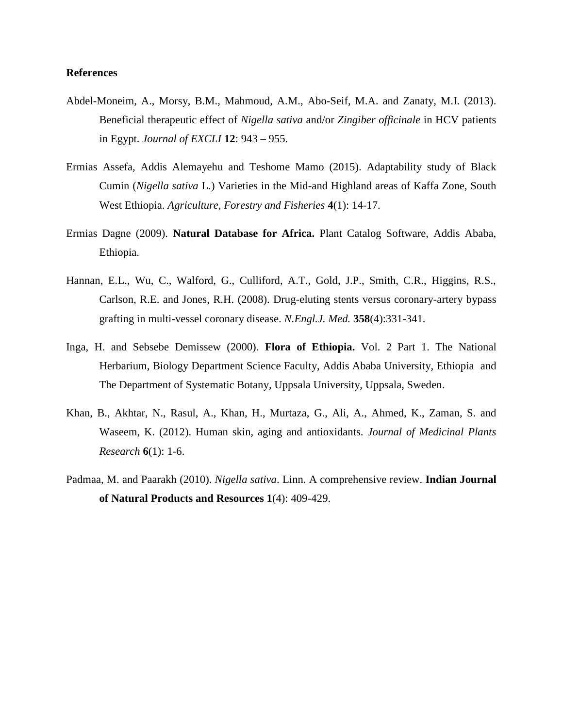**References**

Abdel-Moneim, A., Morsy, B.M., Mahmoud, A.M., Abo-Seif, M.A. and Zanaty, M.I. (2013). Beneficial therapeutic effect of *Nigella sativa* and/or *Zingiber officinale* in HCV patients in Egypt. *Journal of EXCLI* **12**: 943 – 955.

Ermias Assefa, Addis Alemayehu and Teshome Mamo (2015). Adaptability study of Black Cumin (*Nigella sativa* L.) Varieties in the Mid-and Highland areas of Kaffa Zone, South West Ethiopia. *Agriculture, Forestry and Fisheries* **4**(1): 14-17.

Ermias Dagne (2009). **Natural Database for Africa.** Plant Catalog Software, Addis Ababa, Ethiopia.

Hannan, E.L., Wu, C., Walford, G., Culliford, A.T., Gold, J.P., Smith, C.R., Higgins, R.S., Carlson, R.E. and Jones, R.H. (2008). Drug-eluting stents versus coronary-artery bypass grafting in multi-vessel coronary disease. *N.Engl.J. Med.* **358**(4):331-341.

Inga, H. and Sebsebe Demissew (2000). **Flora of Ethiopia.** Vol. 2 Part 1. The National Herbarium, Biology Department Science Faculty, Addis Ababa University, Ethiopia and The Department of Systematic Botany, Uppsala University, Uppsala, Sweden.

Khan, B., Akhtar, N., Rasul, A., Khan, H., Murtaza, G., Ali, A., Ahmed, K., Zaman, S. and Waseem, K. (2012). Human skin, aging and antioxidants. *Journal of Medicinal Plants Research* **6**(1): 1-6.

Padmaa, M. and Paarakh (2010). *Nigella sativa*. Linn. A comprehensive review. **Indian Journal of Natural Products and Resources 1**(4): 409-429.